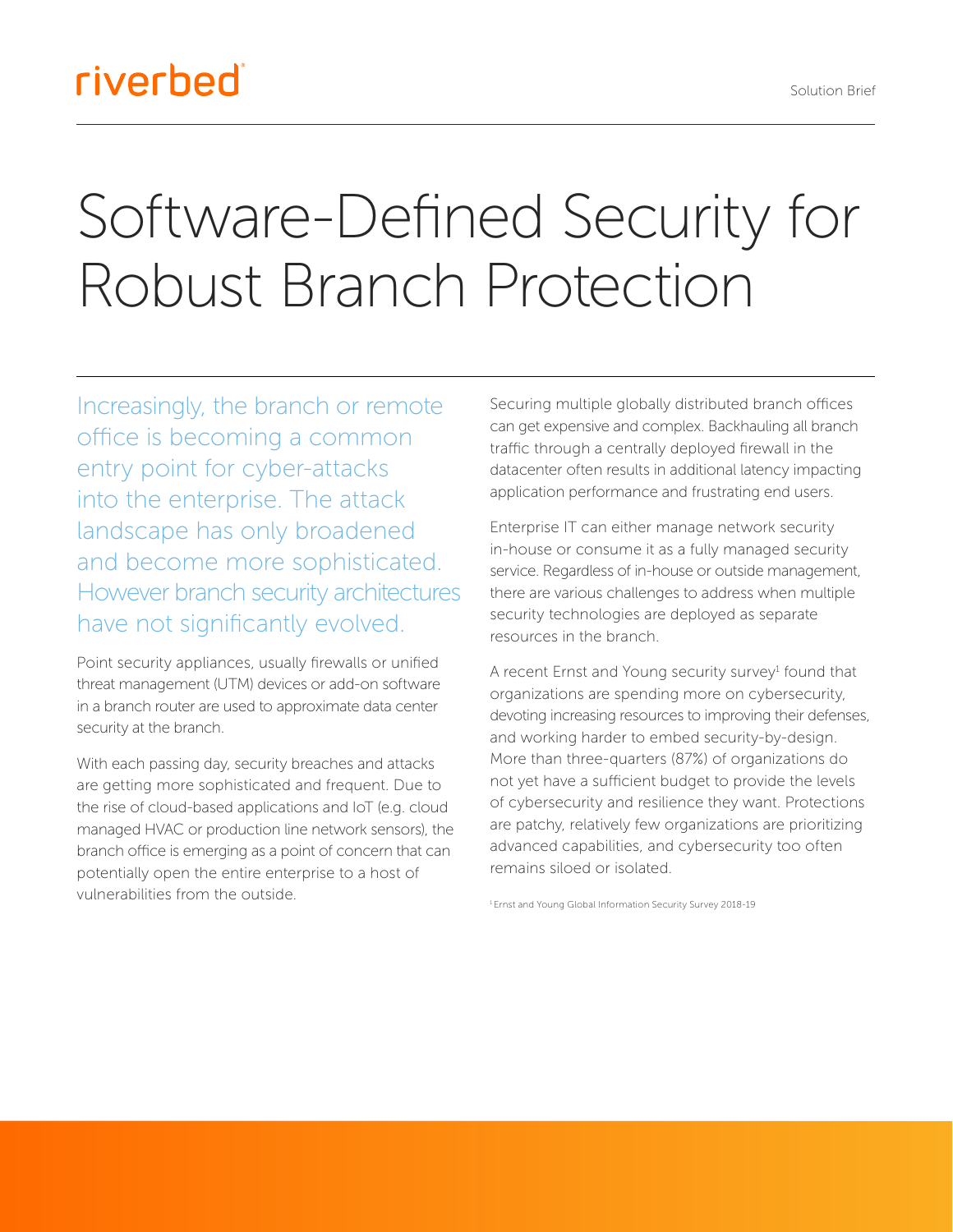riverbed

Solution Brief

# Software-Defined Security for Robust Branch Protection

Increasingly, the branch or remote office is becoming a common entry point for cyber-attacks into the enterprise. The attack landscape has only broadened and become more sophisticated. However branch security architectures have not significantly evolved.

Point security appliances, usually firewalls or unified threat management (UTM) devices or add-on software in a branch router are used to approximate data center security at the branch.

With each passing day, security breaches and attacks are getting more sophisticated and frequent. Due to the rise of cloud-based applications and IoT (e.g. cloud managed HVAC or production line network sensors), the branch office is emerging as a point of concern that can potentially open the entire enterprise to a host of vulnerabilities from the outside.

Securing multiple globally distributed branch offices can get expensive and complex. Backhauling all branch traffic through a centrally deployed firewall in the datacenter often results in additional latency impacting application performance and frustrating end users.

Enterprise IT can either manage network security in-house or consume it as a fully managed security service. Regardless of in-house or outside management, there are various challenges to address when multiple security technologies are deployed as separate resources in the branch.

A recent Ernst and Young security survey[1] found that organizations are spending more on cybersecurity, devoting increasing resources to improving their defenses, and working harder to embed security-by-design. More than three-quarters (87%) of organizations do not yet have a sufficient budget to provide the levels of cybersecurity and resilience they want. Protections are patchy, relatively few organizations are prioritizing advanced capabilities, and cybersecurity too often remains siloed or isolated.

[1] Ernst and Young Global Information Security Survey 2018-19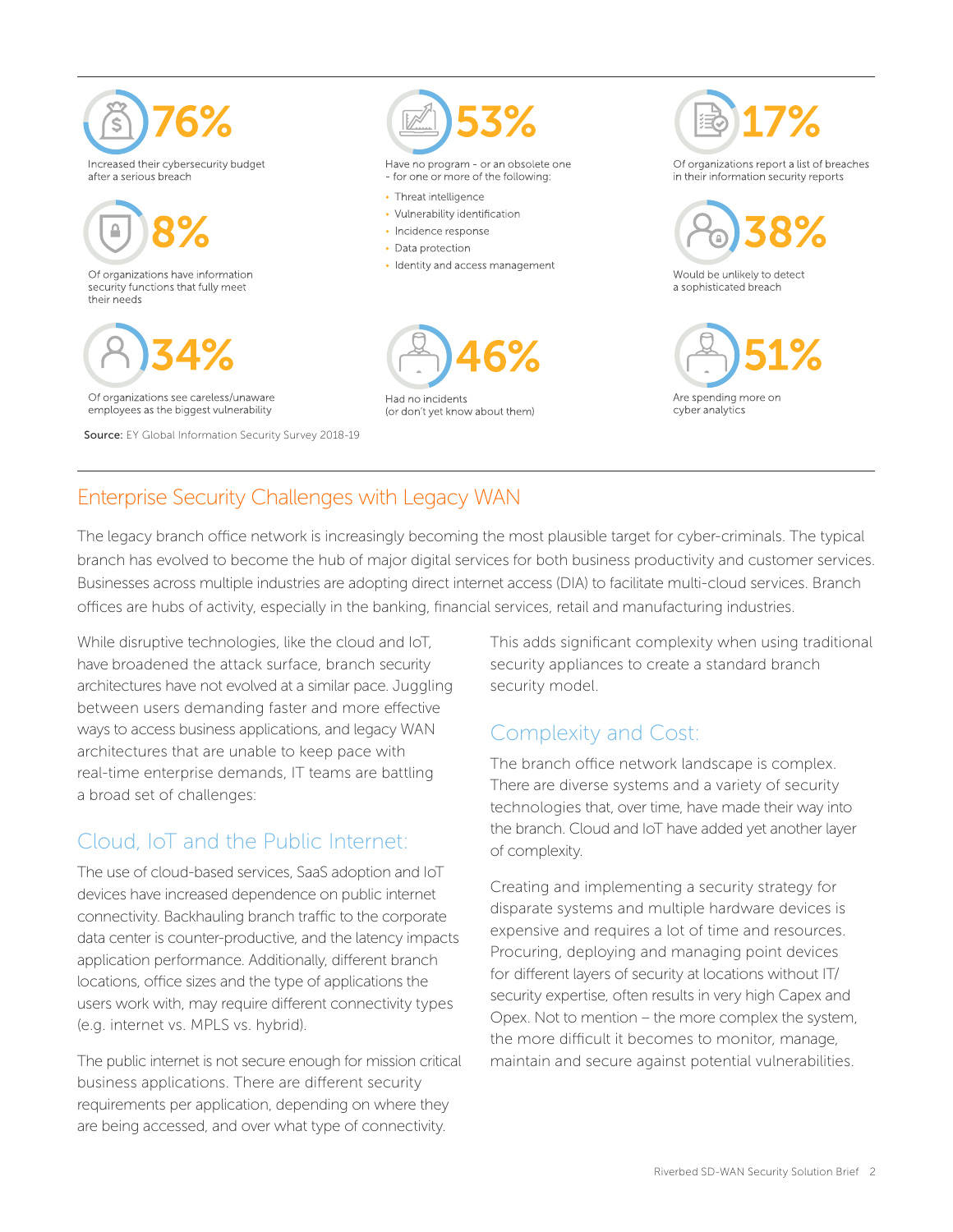**76%**

Increased their cybersecurity budget after a serious breach

**8%**

Of organizations have information security functions that fully meet their needs

**34%**

Of organizations see careless/unaware employees as the biggest vulnerability

**53%**

Have no program - or an obsolete one - for one or more of the following:

- Threat intelligence
- Vulnerability identification
- Incidence response
- Data protection
- Identity and access management

**46%**

Had no incidents (or don't yet know about them)

**17%**

Of organizations report a list of breaches in their information security reports

**38%**

Would be unlikely to detect a sophisticated breach

**51%**

Are spending more on cyber analytics

**Source:** EY Global Information Security Survey 2018-19

## Enterprise Security Challenges with Legacy WAN

The legacy branch office network is increasingly becoming the most plausible target for cyber-criminals. The typical branch has evolved to become the hub of major digital services for both business productivity and customer services. Businesses across multiple industries are adopting direct internet access (DIA) to facilitate multi-cloud services. Branch offices are hubs of activity, especially in the banking, financial services, retail and manufacturing industries.

While disruptive technologies, like the cloud and IoT, have broadened the attack surface, branch security architectures have not evolved at a similar pace. Juggling between users demanding faster and more effective ways to access business applications, and legacy WAN architectures that are unable to keep pace with real-time enterprise demands, IT teams are battling a broad set of challenges:

### Cloud, IoT and the Public Internet:

The use of cloud-based services, SaaS adoption and IoT devices have increased dependence on public internet connectivity. Backhauling branch traffic to the corporate data center is counter-productive, and the latency impacts application performance. Additionally, different branch locations, office sizes and the type of applications the users work with, may require different connectivity types (e.g. internet vs. MPLS vs. hybrid).

The public internet is not secure enough for mission critical business applications. There are different security requirements per application, depending on where they are being accessed, and over what type of connectivity. This adds significant complexity when using traditional security appliances to create a standard branch security model.

### Complexity and Cost:

The branch office network landscape is complex. There are diverse systems and a variety of security technologies that, over time, have made their way into the branch. Cloud and IoT have added yet another layer of complexity.

Creating and implementing a security strategy for disparate systems and multiple hardware devices is expensive and requires a lot of time and resources. Procuring, deploying and managing point devices for different layers of security at locations without IT/ security expertise, often results in very high Capex and Opex. Not to mention – the more complex the system, the more difficult it becomes to monitor, manage, maintain and secure against potential vulnerabilities.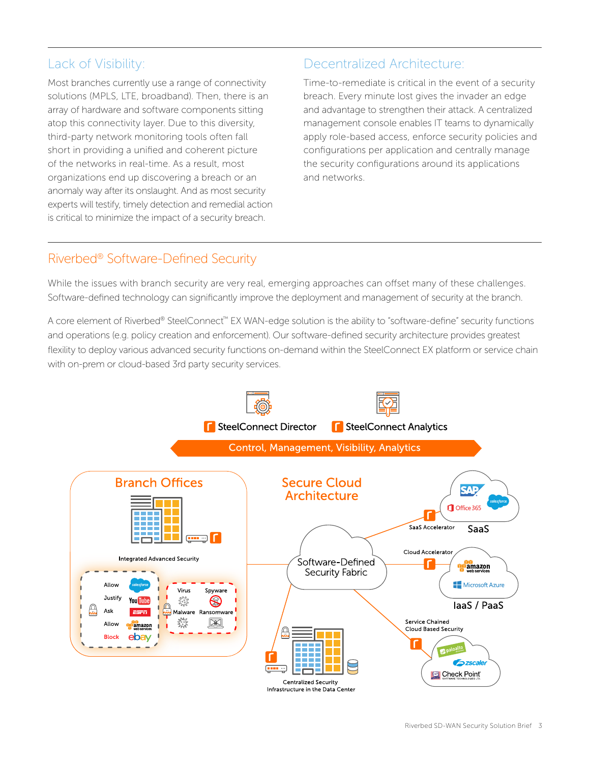## Lack of Visibility:

Most branches currently use a range of connectivity solutions (MPLS, LTE, broadband). Then, there is an array of hardware and software components sitting atop this connectivity layer. Due to this diversity, third-party network monitoring tools often fall short in providing a unified and coherent picture of the networks in real-time. As a result, most organizations end up discovering a breach or an anomaly way after its onslaught. And as most security experts will testify, timely detection and remedial action is critical to minimize the impact of a security breach.

## Decentralized Architecture:

Time-to-remediate is critical in the event of a security breach. Every minute lost gives the invader an edge and advantage to strengthen their attack. A centralized management console enables IT teams to dynamically apply role-based access, enforce security policies and configurations per application and centrally manage the security configurations around its applications and networks.

## Riverbed® Software-Defined Security

While the issues with branch security are very real, emerging approaches can offset many of these challenges. Software-defined technology can significantly improve the deployment and management of security at the branch.

A core element of Riverbed® SteelConnect™ EX WAN-edge solution is the ability to "software-define" security functions and operations (e.g. policy creation and enforcement). Our software-defined security architecture provides greatest flexility to deploy various advanced security functions on-demand within the SteelConnect EX platform or service chain with on-prem or cloud-based 3rd party security services.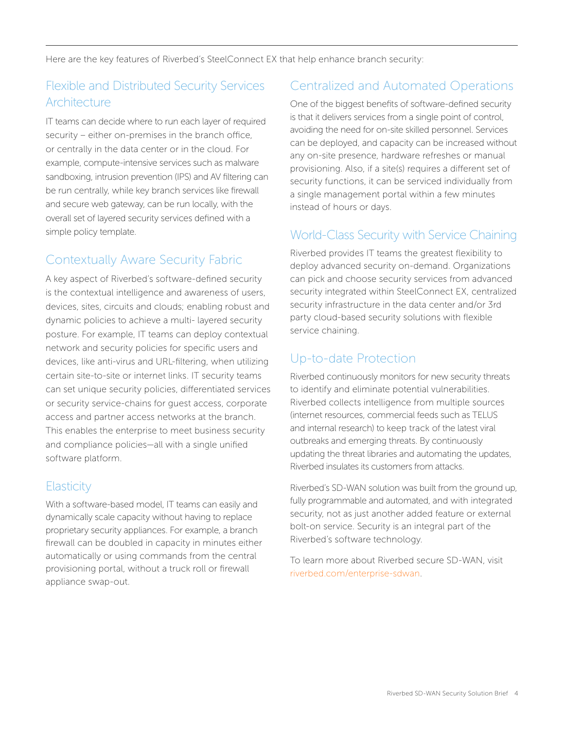Here are the key features of Riverbed's SteelConnect EX that help enhance branch security:

## Flexible and Distributed Security Services Architecture

IT teams can decide where to run each layer of required security – either on-premises in the branch office, or centrally in the data center or in the cloud. For example, compute-intensive services such as malware sandboxing, intrusion prevention (IPS) and AV filtering can be run centrally, while key branch services like firewall and secure web gateway, can be run locally, with the overall set of layered security services defined with a simple policy template.

## Contextually Aware Security Fabric

A key aspect of Riverbed's software-defined security is the contextual intelligence and awareness of users, devices, sites, circuits and clouds; enabling robust and dynamic policies to achieve a multi- layered security posture. For example, IT teams can deploy contextual network and security policies for specific users and devices, like anti-virus and URL-filtering, when utilizing certain site-to-site or internet links. IT security teams can set unique security policies, differentiated services or security service-chains for guest access, corporate access and partner access networks at the branch. This enables the enterprise to meet business security and compliance policies—all with a single unified software platform.

## Elasticity

With a software-based model, IT teams can easily and dynamically scale capacity without having to replace proprietary security appliances. For example, a branch firewall can be doubled in capacity in minutes either automatically or using commands from the central provisioning portal, without a truck roll or firewall appliance swap-out.

## Centralized and Automated Operations

One of the biggest benefits of software-defined security is that it delivers services from a single point of control, avoiding the need for on-site skilled personnel. Services can be deployed, and capacity can be increased without any on-site presence, hardware refreshes or manual provisioning. Also, if a site(s) requires a different set of security functions, it can be serviced individually from a single management portal within a few minutes instead of hours or days.

## World-Class Security with Service Chaining

Riverbed provides IT teams the greatest flexibility to deploy advanced security on-demand. Organizations can pick and choose security services from advanced security integrated within SteelConnect EX, centralized security infrastructure in the data center and/or 3rd party cloud-based security solutions with flexible service chaining.

## Up-to-date Protection

Riverbed continuously monitors for new security threats to identify and eliminate potential vulnerabilities. Riverbed collects intelligence from multiple sources (internet resources, commercial feeds such as TELUS and internal research) to keep track of the latest viral outbreaks and emerging threats. By continuously updating the threat libraries and automating the updates, Riverbed insulates its customers from attacks.

Riverbed's SD-WAN solution was built from the ground up, fully programmable and automated, and with integrated security, not as just another added feature or external bolt-on service. Security is an integral part of the Riverbed's software technology.

To learn more about Riverbed secure SD-WAN, visit riverbed.com/enterprise-sdwan.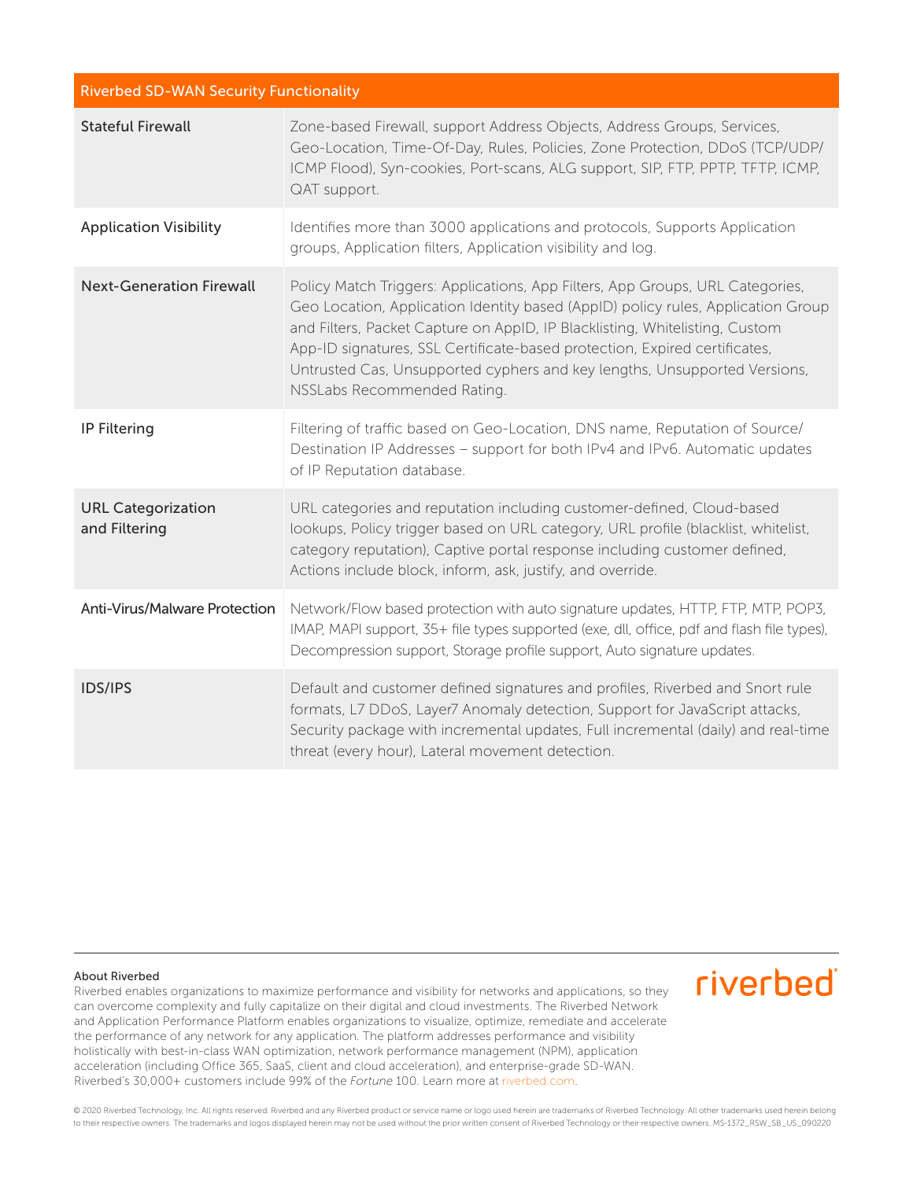| Riverbed SD-WAN Security Functionality | |
|---|---|
| Stateful Firewall | Zone-based Firewall, support Address Objects, Address Groups, Services, Geo-Location, Time-Of-Day, Rules, Policies, Zone Protection, DDoS (TCP/UDP/ICMP Flood), Syn-cookies, Port-scans, ALG support, SIP, FTP, PPTP, TFTP, ICMP, QAT support. |
| Application Visibility | Identifies more than 3000 applications and protocols, Supports Application groups, Application filters, Application visibility and log. |
| Next-Generation Firewall | Policy Match Triggers: Applications, App Filters, App Groups, URL Categories, Geo Location, Application Identity based (AppID) policy rules, Application Group and Filters, Packet Capture on AppID, IP Blacklisting, Whitelisting, Custom App-ID signatures, SSL Certificate-based protection, Expired certificates, Untrusted Cas, Unsupported cyphers and key lengths, Unsupported Versions, NSSLabs Recommended Rating. |
| IP Filtering | Filtering of traffic based on Geo-Location, DNS name, Reputation of Source/Destination IP Addresses – support for both IPv4 and IPv6. Automatic updates of IP Reputation database. |
| URL Categorization and Filtering | URL categories and reputation including customer-defined, Cloud-based lookups, Policy trigger based on URL category, URL profile (blacklist, whitelist, category reputation), Captive portal response including customer defined, Actions include block, inform, ask, justify, and override. |
| Anti-Virus/Malware Protection | Network/Flow based protection with auto signature updates, HTTP, FTP, MTP, POP3, IMAP, MAPI support, 35+ file types supported (exe, dll, office, pdf and flash file types), Decompression support, Storage profile support, Auto signature updates. |
| IDS/IPS | Default and customer defined signatures and profiles, Riverbed and Snort rule formats, L7 DDoS, Layer7 Anomaly detection, Support for JavaScript attacks, Security package with incremental updates, Full incremental (daily) and real-time threat (every hour), Lateral movement detection. |

**About Riverbed**

Riverbed enables organizations to maximize performance and visibility for networks and applications, so they can overcome complexity and fully capitalize on their digital and cloud investments. The Riverbed Network and Application Performance Platform enables organizations to visualize, optimize, remediate and accelerate the performance of any network for any application. The platform addresses performance and visibility holistically with best-in-class WAN optimization, network performance management (NPM), application acceleration (including Office 365, SaaS, client and cloud acceleration), and enterprise-grade SD-WAN. Riverbed's 30,000+ customers include 99% of the *Fortune* 100. Learn more at riverbed.com.

riverbed

© 2020 Riverbed Technology, Inc. All rights reserved. Riverbed and any Riverbed product or service name or logo used herein are trademarks of Riverbed Technology. All other trademarks used herein belong to their respective owners. The trademarks and logos displayed herein may not be used without the prior written consent of Riverbed Technology or their respective owners. MS-1372_RSW_SB_US_090220